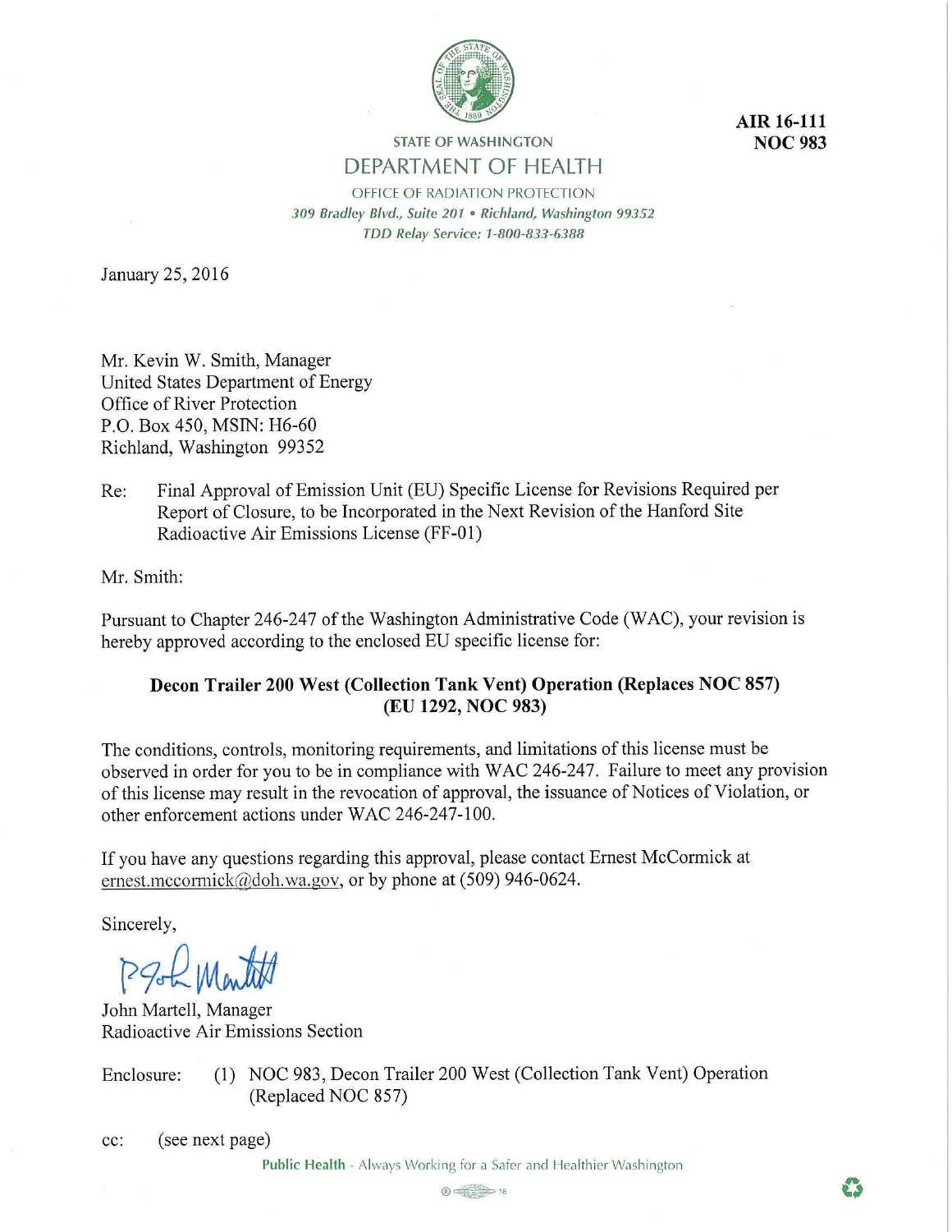**AIR 16-111**
**NOC 983**

STATE OF WASHINGTON

DEPARTMENT OF HEALTH

OFFICE OF RADIATION PROTECTION

*309 Bradley Blvd., Suite 201 • Richland, Washington 99352*

*TDD Relay Service: 1-800-833-6388*

January 25, 2016

Mr. Kevin W. Smith, Manager
United States Department of Energy
Office of River Protection
P.O. Box 450, MSIN: H6-60
Richland, Washington 99352

Re: Final Approval of Emission Unit (EU) Specific License for Revisions Required per Report of Closure, to be Incorporated in the Next Revision of the Hanford Site Radioactive Air Emissions License (FF-01)

Mr. Smith:

Pursuant to Chapter 246-247 of the Washington Administrative Code (WAC), your revision is hereby approved according to the enclosed EU specific license for:

**Decon Trailer 200 West (Collection Tank Vent) Operation (Replaces NOC 857)**
**(EU 1292, NOC 983)**

The conditions, controls, monitoring requirements, and limitations of this license must be observed in order for you to be in compliance with WAC 246-247. Failure to meet any provision of this license may result in the revocation of approval, the issuance of Notices of Violation, or other enforcement actions under WAC 246-247-100.

If you have any questions regarding this approval, please contact Ernest McCormick at ernest.mccormick@doh.wa.gov, or by phone at (509) 946-0624.

Sincerely,

John Martell, Manager
Radioactive Air Emissions Section

Enclosure: (1) NOC 983, Decon Trailer 200 West (Collection Tank Vent) Operation (Replaced NOC 857)

cc: (see next page)

Public Health - Always Working for a Safer and Healthier Washington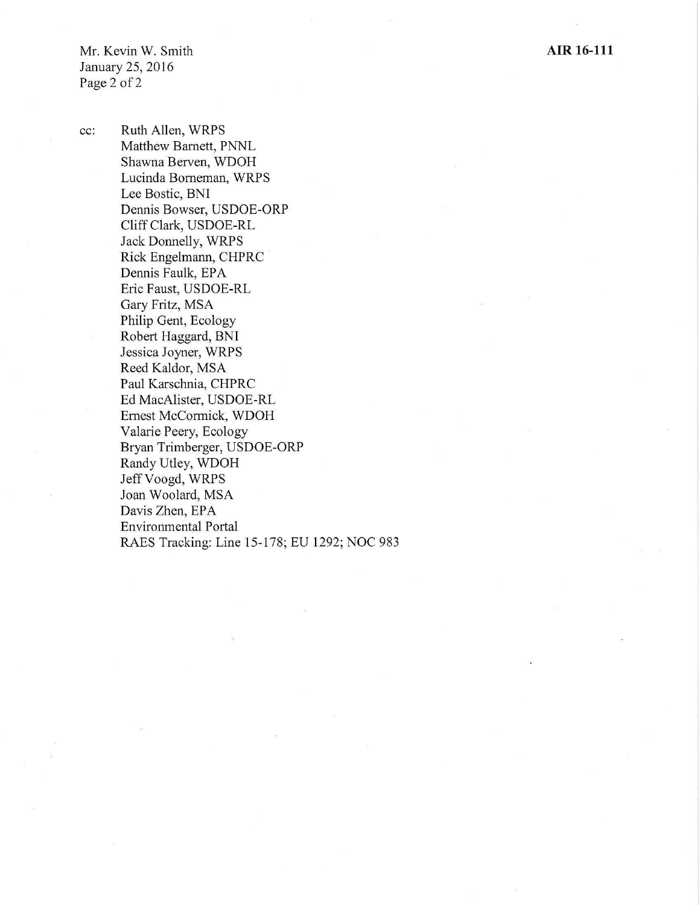cc: Ruth Allen, WRPS
Matthew Barnett, PNNL
Shawna Berven, WDOH
Lucinda Borneman, WRPS
Lee Bostic, BNI
Dennis Bowser, USDOE-ORP
Cliff Clark, USDOE-RL
Jack Donnelly, WRPS
Rick Engelmann, CHPRC
Dennis Faulk, EPA
Eric Faust, USDOE-RL
Gary Fritz, MSA
Philip Gent, Ecology
Robert Haggard, BNI
Jessica Joyner, WRPS
Reed Kaldor, MSA
Paul Karschnia, CHPRC
Ed MacAlister, USDOE-RL
Ernest McCormick, WDOH
Valarie Peery, Ecology
Bryan Trimberger, USDOE-ORP
Randy Utley, WDOH
Jeff Voogd, WRPS
Joan Woolard, MSA
Davis Zhen, EPA
Environmental Portal
RAES Tracking: Line 15-178; EU 1292; NOC 983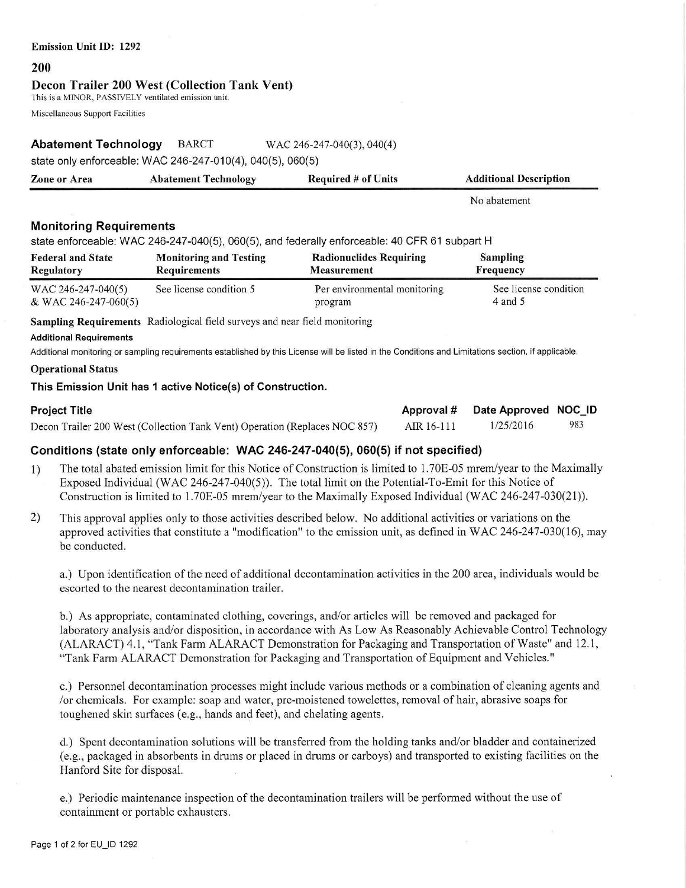**Emission Unit ID: 1292**

## 200

### Decon Trailer 200 West (Collection Tank Vent)

This is a MINOR, PASSIVELY ventilated emission unit.

Miscellaneous Support Facilities

### Abatement Technology BARCT WAC 246-247-040(3), 040(4)

state only enforceable: WAC 246-247-010(4), 040(5), 060(5)

| Zone or Area | Abatement Technology | Required # of Units | Additional Description |
|---|---|---|---|
| | | | No abatement |

### Monitoring Requirements

state enforceable: WAC 246-247-040(5), 060(5), and federally enforceable: 40 CFR 61 subpart H

| Federal and State Regulatory | Monitoring and Testing Requirements | Radionuclides Requiring Measurement | Sampling Frequency |
|---|---|---|---|
| WAC 246-247-040(5) & WAC 246-247-060(5) | See license condition 5 | Per environmental monitoring program | See license condition 4 and 5 |

**Sampling Requirements** Radiological field surveys and near field monitoring

**Additional Requirements**

Additional monitoring or sampling requirements established by this License will be listed in the Conditions and Limitations section, if applicable.

**Operational Status**

**This Emission Unit has 1 active Notice(s) of Construction.**

| Project Title | Approval # | Date Approved | NOC_ID |
|---|---|---|---|
| Decon Trailer 200 West (Collection Tank Vent) Operation (Replaces NOC 857) | AIR 16-111 | 1/25/2016 | 983 |

### Conditions (state only enforceable: WAC 246-247-040(5), 060(5) if not specified)

1) The total abated emission limit for this Notice of Construction is limited to 1.70E-05 mrem/year to the Maximally Exposed Individual (WAC 246-247-040(5)). The total limit on the Potential-To-Emit for this Notice of Construction is limited to 1.70E-05 mrem/year to the Maximally Exposed Individual (WAC 246-247-030(21)).

2) This approval applies only to those activities described below. No additional activities or variations on the approved activities that constitute a "modification" to the emission unit, as defined in WAC 246-247-030(16), may be conducted.

   a.) Upon identification of the need of additional decontamination activities in the 200 area, individuals would be escorted to the nearest decontamination trailer.

   b.) As appropriate, contaminated clothing, coverings, and/or articles will be removed and packaged for laboratory analysis and/or disposition, in accordance with As Low As Reasonably Achievable Control Technology (ALARACT) 4.1, "Tank Farm ALARACT Demonstration for Packaging and Transportation of Waste" and 12.1, "Tank Farm ALARACT Demonstration for Packaging and Transportation of Equipment and Vehicles."

   c.) Personnel decontamination processes might include various methods or a combination of cleaning agents and /or chemicals. For example: soap and water, pre-moistened towelettes, removal of hair, abrasive soaps for toughened skin surfaces (e.g., hands and feet), and chelating agents.

   d.) Spent decontamination solutions will be transferred from the holding tanks and/or bladder and containerized (e.g., packaged in absorbents in drums or placed in drums or carboys) and transported to existing facilities on the Hanford Site for disposal.

   e.) Periodic maintenance inspection of the decontamination trailers will be performed without the use of containment or portable exhausters.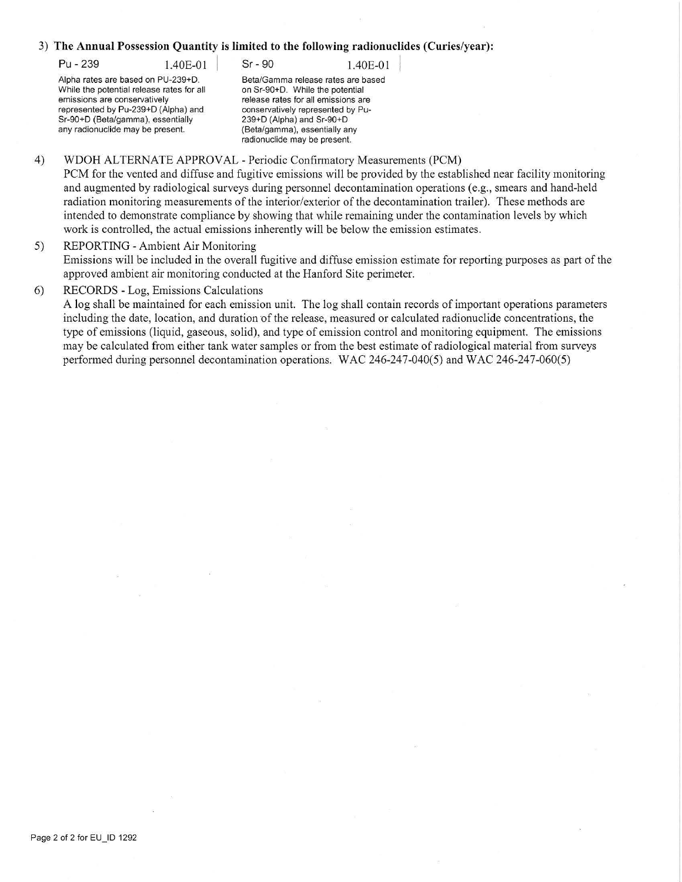3) **The Annual Possession Quantity is limited to the following radionuclides (Curies/year):**

| | | | |
|---|---|---|---|
| Pu - 239 | 1.40E-01 | Sr - 90 | 1.40E-01 |
| Alpha rates are based on PU-239+D. While the potential release rates for all emissions are conservatively represented by Pu-239+D (Alpha) and Sr-90+D (Beta/gamma), essentially any radionuclide may be present. | | Beta/Gamma release rates are based on Sr-90+D. While the potential release rates for all emissions are conservatively represented by Pu-239+D (Alpha) and Sr-90+D (Beta/gamma), essentially any radionuclide may be present. | |

4) WDOH ALTERNATE APPROVAL - Periodic Confirmatory Measurements (PCM)
PCM for the vented and diffuse and fugitive emissions will be provided by the established near facility monitoring and augmented by radiological surveys during personnel decontamination operations (e.g., smears and hand-held radiation monitoring measurements of the interior/exterior of the decontamination trailer). These methods are intended to demonstrate compliance by showing that while remaining under the contamination levels by which work is controlled, the actual emissions inherently will be below the emission estimates.

5) REPORTING - Ambient Air Monitoring
Emissions will be included in the overall fugitive and diffuse emission estimate for reporting purposes as part of the approved ambient air monitoring conducted at the Hanford Site perimeter.

6) RECORDS - Log, Emissions Calculations
A log shall be maintained for each emission unit. The log shall contain records of important operations parameters including the date, location, and duration of the release, measured or calculated radionuclide concentrations, the type of emissions (liquid, gaseous, solid), and type of emission control and monitoring equipment. The emissions may be calculated from either tank water samples or from the best estimate of radiological material from surveys performed during personnel decontamination operations. WAC 246-247-040(5) and WAC 246-247-060(5)